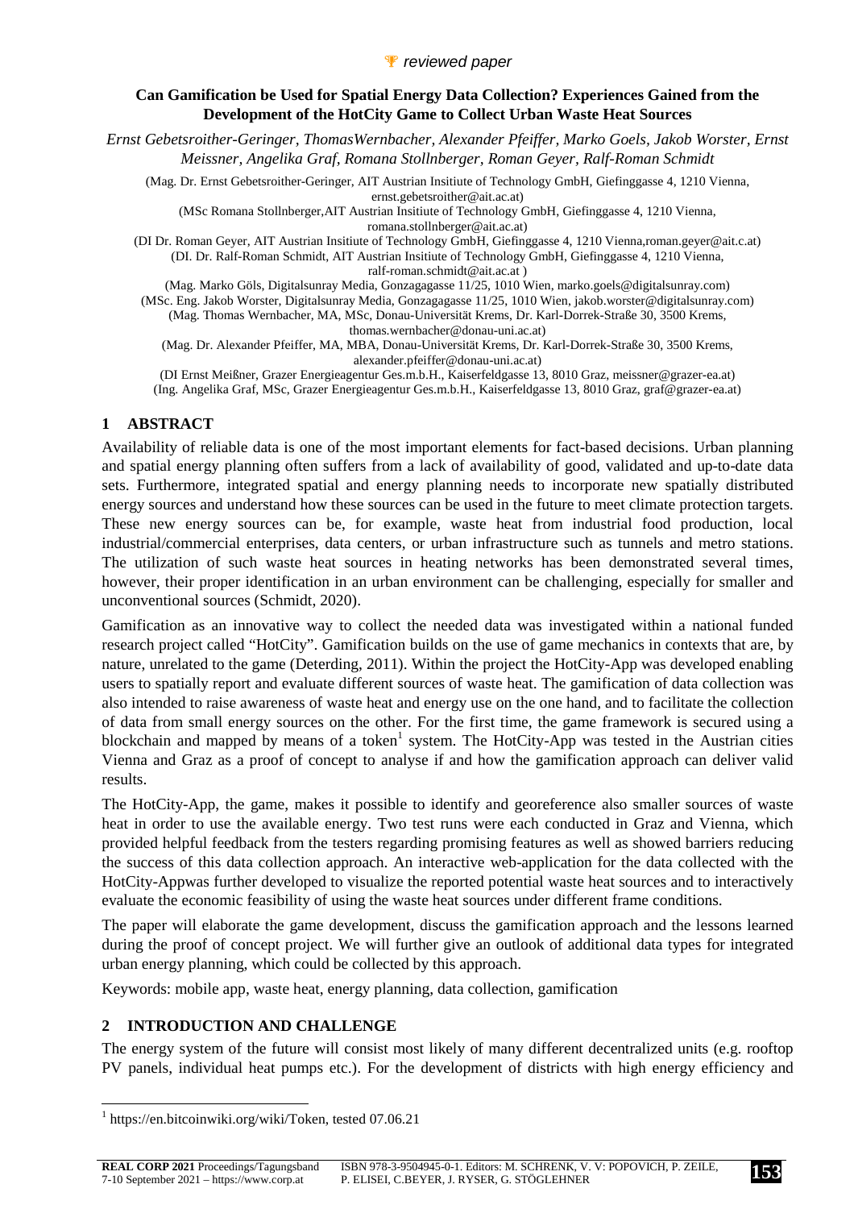🏆 *reviewed paper*

# Can Gamification be Used for Spatial Energy Data Collection? Experiences Gained from the Development of the HotCity Game to Collect Urban Waste Heat Sources

*Ernst Gebetsroither-Geringer, ThomasWernbacher, Alexander Pfeiffer, Marko Goels, Jakob Worster, Ernst Meissner, Angelika Graf, Romana Stollnberger, Roman Geyer, Ralf-Roman Schmidt*

(Mag. Dr. Ernst Gebetsroither-Geringer, AIT Austrian Insitiute of Technology GmbH, Giefinggasse 4, 1210 Vienna, ernst.gebetsroither@ait.ac.at)

(MSc Romana Stollnberger,AIT Austrian Insitiute of Technology GmbH, Giefinggasse 4, 1210 Vienna, romana.stollnberger@ait.ac.at)

(DI Dr. Roman Geyer, AIT Austrian Insitiute of Technology GmbH, Giefinggasse 4, 1210 Vienna,roman.geyer@ait.c.at)

(DI. Dr. Ralf-Roman Schmidt, AIT Austrian Insitiute of Technology GmbH, Giefinggasse 4, 1210 Vienna, ralf-roman.schmidt@ait.ac.at )

(Mag. Marko Göls, Digitalsunray Media, Gonzagagasse 11/25, 1010 Wien, marko.goels@digitalsunray.com)

(MSc. Eng. Jakob Worster, Digitalsunray Media, Gonzagagasse 11/25, 1010 Wien, jakob.worster@digitalsunray.com)

(Mag. Thomas Wernbacher, MA, MSc, Donau-Universität Krems, Dr. Karl-Dorrek-Straße 30, 3500 Krems, thomas.wernbacher@donau-uni.ac.at)

(Mag. Dr. Alexander Pfeiffer, MA, MBA, Donau-Universität Krems, Dr. Karl-Dorrek-Straße 30, 3500 Krems, alexander.pfeiffer@donau-uni.ac.at)

(DI Ernst Meißner, Grazer Energieagentur Ges.m.b.H., Kaiserfeldgasse 13, 8010 Graz, meissner@grazer-ea.at)

(Ing. Angelika Graf, MSc, Grazer Energieagentur Ges.m.b.H., Kaiserfeldgasse 13, 8010 Graz, graf@grazer-ea.at)

## 1 ABSTRACT

Availability of reliable data is one of the most important elements for fact-based decisions. Urban planning and spatial energy planning often suffers from a lack of availability of good, validated and up-to-date data sets. Furthermore, integrated spatial and energy planning needs to incorporate new spatially distributed energy sources and understand how these sources can be used in the future to meet climate protection targets. These new energy sources can be, for example, waste heat from industrial food production, local industrial/commercial enterprises, data centers, or urban infrastructure such as tunnels and metro stations. The utilization of such waste heat sources in heating networks has been demonstrated several times, however, their proper identification in an urban environment can be challenging, especially for smaller and unconventional sources (Schmidt, 2020).

Gamification as an innovative way to collect the needed data was investigated within a national funded research project called "HotCity". Gamification builds on the use of game mechanics in contexts that are, by nature, unrelated to the game (Deterding, 2011). Within the project the HotCity-App was developed enabling users to spatially report and evaluate different sources of waste heat. The gamification of data collection was also intended to raise awareness of waste heat and energy use on the one hand, and to facilitate the collection of data from small energy sources on the other. For the first time, the game framework is secured using a blockchain and mapped by means of a token[1] system. The HotCity-App was tested in the Austrian cities Vienna and Graz as a proof of concept to analyse if and how the gamification approach can deliver valid results.

The HotCity-App, the game, makes it possible to identify and georeference also smaller sources of waste heat in order to use the available energy. Two test runs were each conducted in Graz and Vienna, which provided helpful feedback from the testers regarding promising features as well as showed barriers reducing the success of this data collection approach. An interactive web-application for the data collected with the HotCity-Appwas further developed to visualize the reported potential waste heat sources and to interactively evaluate the economic feasibility of using the waste heat sources under different frame conditions.

The paper will elaborate the game development, discuss the gamification approach and the lessons learned during the proof of concept project. We will further give an outlook of additional data types for integrated urban energy planning, which could be collected by this approach.

Keywords: mobile app, waste heat, energy planning, data collection, gamification

## 2 INTRODUCTION AND CHALLENGE

The energy system of the future will consist most likely of many different decentralized units (e.g. rooftop PV panels, individual heat pumps etc.). For the development of districts with high energy efficiency and

---

[1] https://en.bitcoinwiki.org/wiki/Token, tested 07.06.21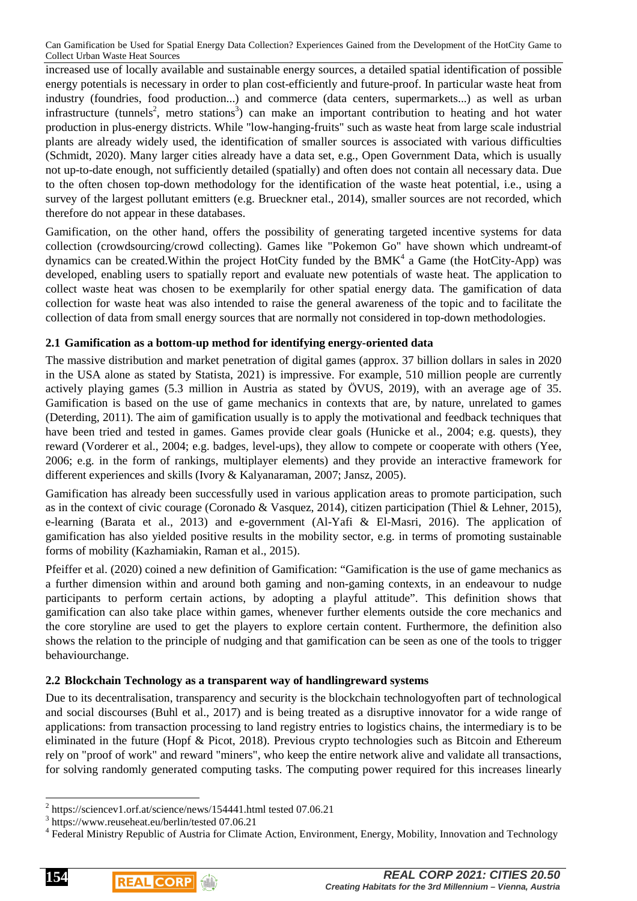increased use of locally available and sustainable energy sources, a detailed spatial identification of possible energy potentials is necessary in order to plan cost-efficiently and future-proof. In particular waste heat from industry (foundries, food production...) and commerce (data centers, supermarkets...) as well as urban infrastructure (tunnels[2], metro stations[3]) can make an important contribution to heating and hot water production in plus-energy districts. While "low-hanging-fruits" such as waste heat from large scale industrial plants are already widely used, the identification of smaller sources is associated with various difficulties (Schmidt, 2020). Many larger cities already have a data set, e.g., Open Government Data, which is usually not up-to-date enough, not sufficiently detailed (spatially) and often does not contain all necessary data. Due to the often chosen top-down methodology for the identification of the waste heat potential, i.e., using a survey of the largest pollutant emitters (e.g. Brueckner etal., 2014), smaller sources are not recorded, which therefore do not appear in these databases.

Gamification, on the other hand, offers the possibility of generating targeted incentive systems for data collection (crowdsourcing/crowd collecting). Games like "Pokemon Go" have shown which undreamt-of dynamics can be created.Within the project HotCity funded by the BMK[4] a Game (the HotCity-App) was developed, enabling users to spatially report and evaluate new potentials of waste heat. The application to collect waste heat was chosen to be exemplarily for other spatial energy data. The gamification of data collection for waste heat was also intended to raise the general awareness of the topic and to facilitate the collection of data from small energy sources that are normally not considered in top-down methodologies.

### 2.1 Gamification as a bottom-up method for identifying energy-oriented data

The massive distribution and market penetration of digital games (approx. 37 billion dollars in sales in 2020 in the USA alone as stated by Statista, 2021) is impressive. For example, 510 million people are currently actively playing games (5.3 million in Austria as stated by ÖVUS, 2019), with an average age of 35. Gamification is based on the use of game mechanics in contexts that are, by nature, unrelated to games (Deterding, 2011). The aim of gamification usually is to apply the motivational and feedback techniques that have been tried and tested in games. Games provide clear goals (Hunicke et al., 2004; e.g. quests), they reward (Vorderer et al., 2004; e.g. badges, level-ups), they allow to compete or cooperate with others (Yee, 2006; e.g. in the form of rankings, multiplayer elements) and they provide an interactive framework for different experiences and skills (Ivory & Kalyanaraman, 2007; Jansz, 2005).

Gamification has already been successfully used in various application areas to promote participation, such as in the context of civic courage (Coronado & Vasquez, 2014), citizen participation (Thiel & Lehner, 2015), e-learning (Barata et al., 2013) and e-government (Al-Yafi & El-Masri, 2016). The application of gamification has also yielded positive results in the mobility sector, e.g. in terms of promoting sustainable forms of mobility (Kazhamiakin, Raman et al., 2015).

Pfeiffer et al. (2020) coined a new definition of Gamification: "Gamification is the use of game mechanics as a further dimension within and around both gaming and non-gaming contexts, in an endeavour to nudge participants to perform certain actions, by adopting a playful attitude". This definition shows that gamification can also take place within games, whenever further elements outside the core mechanics and the core storyline are used to get the players to explore certain content. Furthermore, the definition also shows the relation to the principle of nudging and that gamification can be seen as one of the tools to trigger behaviourchange.

### 2.2 Blockchain Technology as a transparent way of handlingreward systems

Due to its decentralisation, transparency and security is the blockchain technologyoften part of technological and social discourses (Buhl et al., 2017) and is being treated as a disruptive innovator for a wide range of applications: from transaction processing to land registry entries to logistics chains, the intermediary is to be eliminated in the future (Hopf & Picot, 2018). Previous crypto technologies such as Bitcoin and Ethereum rely on "proof of work" and reward "miners", who keep the entire network alive and validate all transactions, for solving randomly generated computing tasks. The computing power required for this increases linearly

---

[2] https://sciencev1.orf.at/science/news/154441.html tested 07.06.21

[3] https://www.reuseheat.eu/berlin/tested 07.06.21

[4] Federal Ministry Republic of Austria for Climate Action, Environment, Energy, Mobility, Innovation and Technology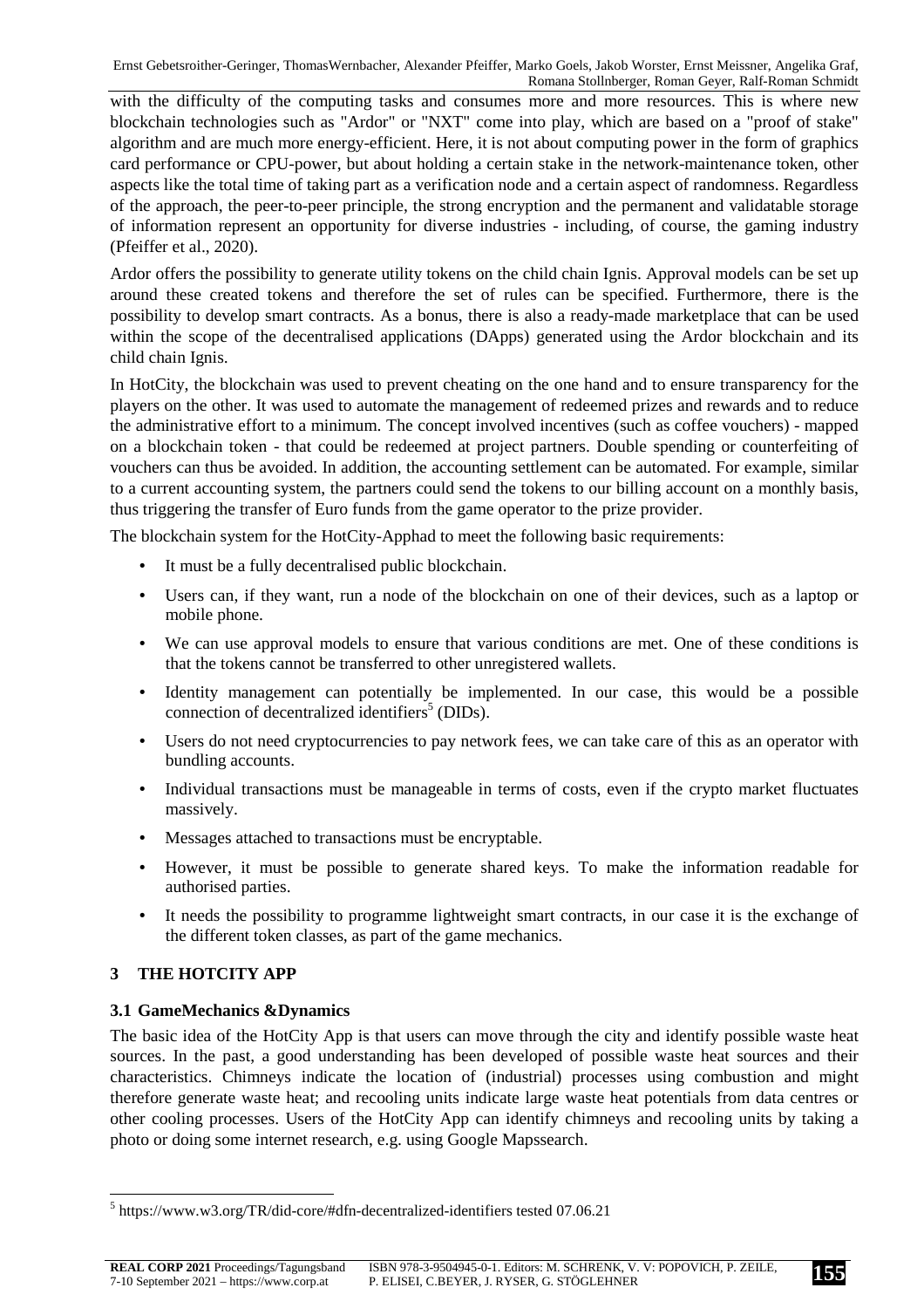with the difficulty of the computing tasks and consumes more and more resources. This is where new blockchain technologies such as "Ardor" or "NXT" come into play, which are based on a "proof of stake" algorithm and are much more energy-efficient. Here, it is not about computing power in the form of graphics card performance or CPU-power, but about holding a certain stake in the network-maintenance token, other aspects like the total time of taking part as a verification node and a certain aspect of randomness. Regardless of the approach, the peer-to-peer principle, the strong encryption and the permanent and validatable storage of information represent an opportunity for diverse industries - including, of course, the gaming industry (Pfeiffer et al., 2020).

Ardor offers the possibility to generate utility tokens on the child chain Ignis. Approval models can be set up around these created tokens and therefore the set of rules can be specified. Furthermore, there is the possibility to develop smart contracts. As a bonus, there is also a ready-made marketplace that can be used within the scope of the decentralised applications (DApps) generated using the Ardor blockchain and its child chain Ignis.

In HotCity, the blockchain was used to prevent cheating on the one hand and to ensure transparency for the players on the other. It was used to automate the management of redeemed prizes and rewards and to reduce the administrative effort to a minimum. The concept involved incentives (such as coffee vouchers) - mapped on a blockchain token - that could be redeemed at project partners. Double spending or counterfeiting of vouchers can thus be avoided. In addition, the accounting settlement can be automated. For example, similar to a current accounting system, the partners could send the tokens to our billing account on a monthly basis, thus triggering the transfer of Euro funds from the game operator to the prize provider.

The blockchain system for the HotCity-Apphad to meet the following basic requirements:

- It must be a fully decentralised public blockchain.
- Users can, if they want, run a node of the blockchain on one of their devices, such as a laptop or mobile phone.
- We can use approval models to ensure that various conditions are met. One of these conditions is that the tokens cannot be transferred to other unregistered wallets.
- Identity management can potentially be implemented. In our case, this would be a possible connection of decentralized identifiers[5] (DIDs).
- Users do not need cryptocurrencies to pay network fees, we can take care of this as an operator with bundling accounts.
- Individual transactions must be manageable in terms of costs, even if the crypto market fluctuates massively.
- Messages attached to transactions must be encryptable.
- However, it must be possible to generate shared keys. To make the information readable for authorised parties.
- It needs the possibility to programme lightweight smart contracts, in our case it is the exchange of the different token classes, as part of the game mechanics.

## 3 THE HOTCITY APP

### 3.1 GameMechanics &Dynamics

The basic idea of the HotCity App is that users can move through the city and identify possible waste heat sources. In the past, a good understanding has been developed of possible waste heat sources and their characteristics. Chimneys indicate the location of (industrial) processes using combustion and might therefore generate waste heat; and recooling units indicate large waste heat potentials from data centres or other cooling processes. Users of the HotCity App can identify chimneys and recooling units by taking a photo or doing some internet research, e.g. using Google Mapssearch.

[5] https://www.w3.org/TR/did-core/#dfn-decentralized-identifiers tested 07.06.21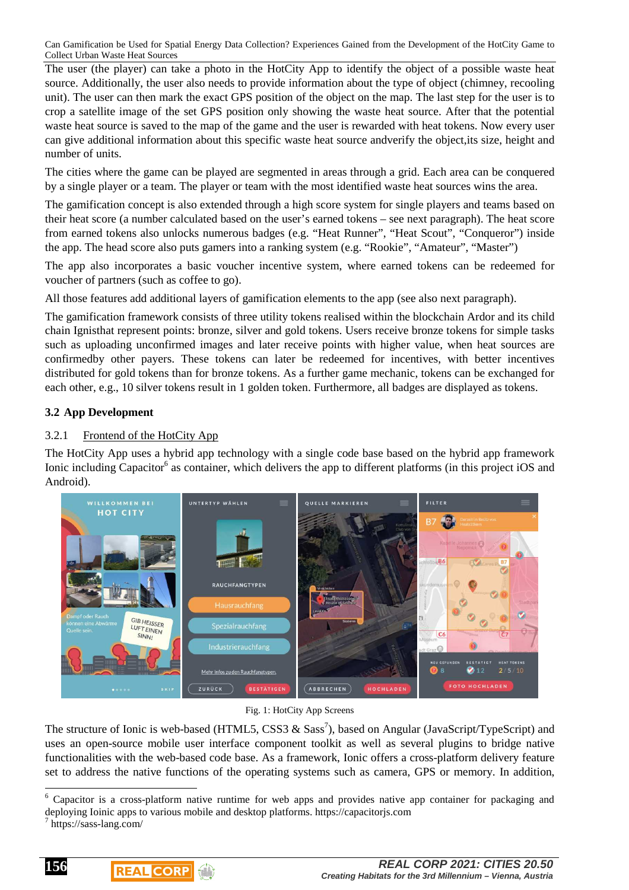The user (the player) can take a photo in the HotCity App to identify the object of a possible waste heat source. Additionally, the user also needs to provide information about the type of object (chimney, recooling unit). The user can then mark the exact GPS position of the object on the map. The last step for the user is to crop a satellite image of the set GPS position only showing the waste heat source. After that the potential waste heat source is saved to the map of the game and the user is rewarded with heat tokens. Now every user can give additional information about this specific waste heat source andverify the object,its size, height and number of units.

The cities where the game can be played are segmented in areas through a grid. Each area can be conquered by a single player or a team. The player or team with the most identified waste heat sources wins the area.

The gamification concept is also extended through a high score system for single players and teams based on their heat score (a number calculated based on the user's earned tokens – see next paragraph). The heat score from earned tokens also unlocks numerous badges (e.g. "Heat Runner", "Heat Scout", "Conqueror") inside the app. The head score also puts gamers into a ranking system (e.g. "Rookie", "Amateur", "Master")

The app also incorporates a basic voucher incentive system, where earned tokens can be redeemed for voucher of partners (such as coffee to go).

All those features add additional layers of gamification elements to the app (see also next paragraph).

The gamification framework consists of three utility tokens realised within the blockchain Ardor and its child chain Ignisthat represent points: bronze, silver and gold tokens. Users receive bronze tokens for simple tasks such as uploading unconfirmed images and later receive points with higher value, when heat sources are confirmedby other payers. These tokens can later be redeemed for incentives, with better incentives distributed for gold tokens than for bronze tokens. As a further game mechanic, tokens can be exchanged for each other, e.g., 10 silver tokens result in 1 golden token. Furthermore, all badges are displayed as tokens.

### 3.2 App Development

#### 3.2.1 Frontend of the HotCity App

The HotCity App uses a hybrid app technology with a single code base based on the hybrid app framework Ionic including Capacitor[6] as container, which delivers the app to different platforms (in this project iOS and Android).

Fig. 1: HotCity App Screens

The structure of Ionic is web-based (HTML5, CSS3 & Sass[7]), based on Angular (JavaScript/TypeScript) and uses an open-source mobile user interface component toolkit as well as several plugins to bridge native functionalities with the web-based code base. As a framework, Ionic offers a cross-platform delivery feature set to address the native functions of the operating systems such as camera, GPS or memory. In addition,

[6] Capacitor is a cross-platform native runtime for web apps and provides native app container for packaging and deploying Ioinic apps to various mobile and desktop platforms. https://capacitorjs.com

[7] https://sass-lang.com/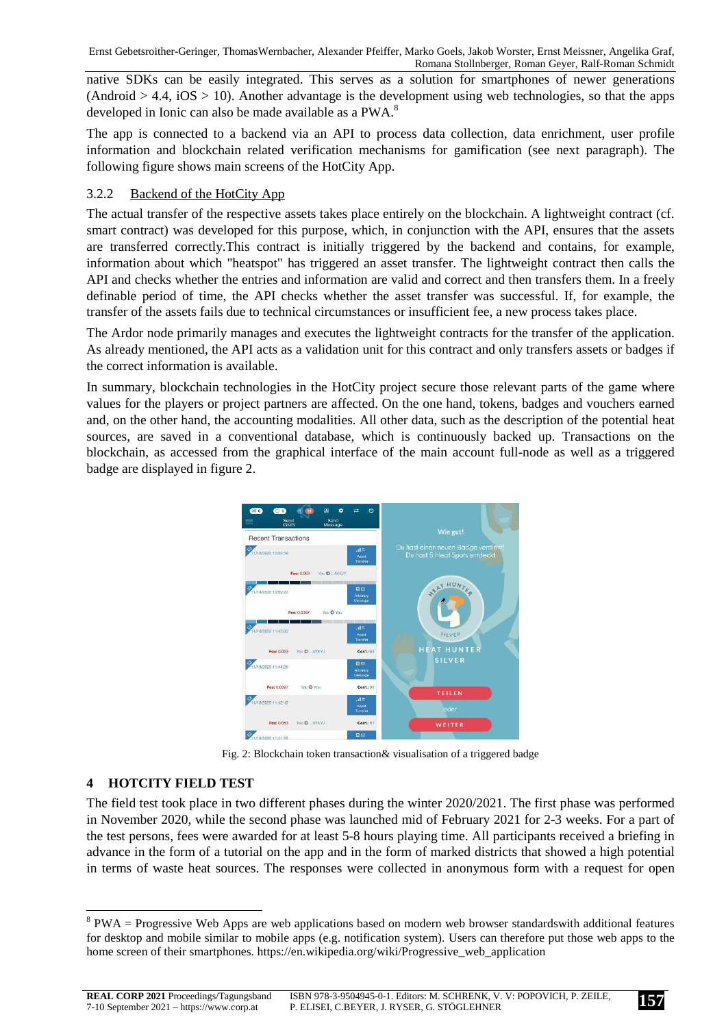native SDKs can be easily integrated. This serves as a solution for smartphones of newer generations (Android > 4.4, iOS > 10). Another advantage is the development using web technologies, so that the apps developed in Ionic can also be made available as a PWA.[8]

The app is connected to a backend via an API to process data collection, data enrichment, user profile information and blockchain related verification mechanisms for gamification (see next paragraph). The following figure shows main screens of the HotCity App.

### 3.2.2 Backend of the HotCity App

The actual transfer of the respective assets takes place entirely on the blockchain. A lightweight contract (cf. smart contract) was developed for this purpose, which, in conjunction with the API, ensures that the assets are transferred correctly.This contract is initially triggered by the backend and contains, for example, information about which "heatspot" has triggered an asset transfer. The lightweight contract then calls the API and checks whether the entries and information are valid and correct and then transfers them. In a freely definable period of time, the API checks whether the asset transfer was successful. If, for example, the transfer of the assets fails due to technical circumstances or insufficient fee, a new process takes place.

The Ardor node primarily manages and executes the lightweight contracts for the transfer of the application. As already mentioned, the API acts as a validation unit for this contract and only transfers assets or badges if the correct information is available.

In summary, blockchain technologies in the HotCity project secure those relevant parts of the game where values for the players or project partners are affected. On the one hand, tokens, badges and vouchers earned and, on the other hand, the accounting modalities. All other data, such as the description of the potential heat sources, are saved in a conventional database, which is continuously backed up. Transactions on the blockchain, as accessed from the graphical interface of the main account full-node as well as a triggered badge are displayed in figure 2.

Fig. 2: Blockchain token transaction& visualisation of a triggered badge

## 4 HOTCITY FIELD TEST

The field test took place in two different phases during the winter 2020/2021. The first phase was performed in November 2020, while the second phase was launched mid of February 2021 for 2-3 weeks. For a part of the test persons, fees were awarded for at least 5-8 hours playing time. All participants received a briefing in advance in the form of a tutorial on the app and in the form of marked districts that showed a high potential in terms of waste heat sources. The responses were collected in anonymous form with a request for open

[8] PWA = Progressive Web Apps are web applications based on modern web browser standardswith additional features for desktop and mobile similar to mobile apps (e.g. notification system). Users can therefore put those web apps to the home screen of their smartphones. https://en.wikipedia.org/wiki/Progressive_web_application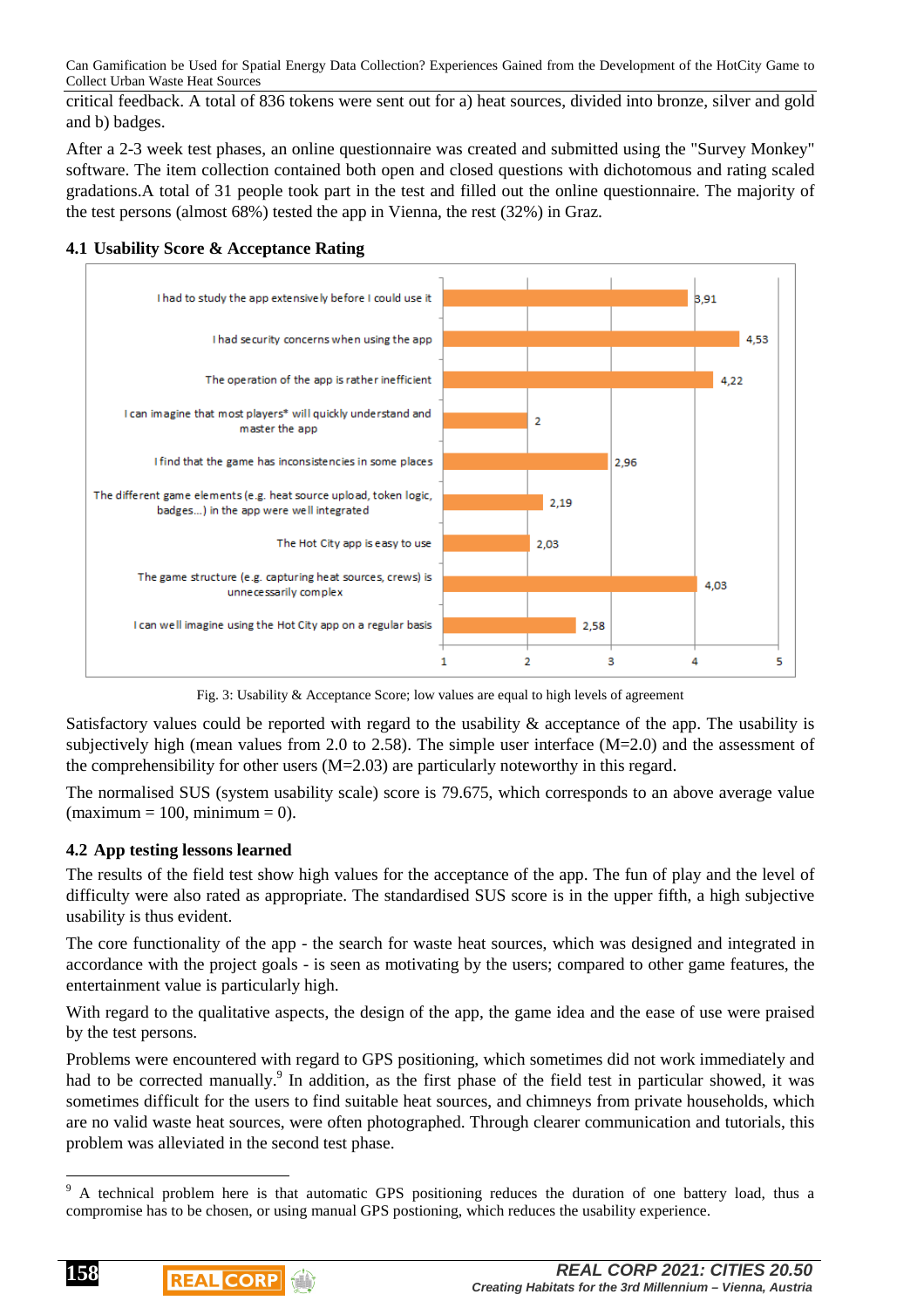critical feedback. A total of 836 tokens were sent out for a) heat sources, divided into bronze, silver and gold and b) badges.

After a 2-3 week test phases, an online questionnaire was created and submitted using the "Survey Monkey" software. The item collection contained both open and closed questions with dichotomous and rating scaled gradations.A total of 31 people took part in the test and filled out the online questionnaire. The majority of the test persons (almost 68%) tested the app in Vienna, the rest (32%) in Graz.

### 4.1 Usability Score & Acceptance Rating

| Item | Score |
|---|---|
| I had to study the app extensively before I could use it | 3,91 |
| I had security concerns when using the app | 4,53 |
| The operation of the app is rather inefficient | 4,22 |
| I can imagine that most players* will quickly understand and master the app | 2 |
| I find that the game has inconsistencies in some places | 2,96 |
| The different game elements (e.g. heat source upload, token logic, badges...) in the app were well integrated | 2,19 |
| The Hot City app is easy to use | 2,03 |
| The game structure (e.g. capturing heat sources, crews) is unnecessarily complex | 4,03 |
| I can well imagine using the Hot City app on a regular basis | 2,58 |

Fig. 3: Usability & Acceptance Score; low values are equal to high levels of agreement

Satisfactory values could be reported with regard to the usability & acceptance of the app. The usability is subjectively high (mean values from 2.0 to 2.58). The simple user interface (M=2.0) and the assessment of the comprehensibility for other users (M=2.03) are particularly noteworthy in this regard.

The normalised SUS (system usability scale) score is 79.675, which corresponds to an above average value (maximum = 100, minimum = 0).

### 4.2 App testing lessons learned

The results of the field test show high values for the acceptance of the app. The fun of play and the level of difficulty were also rated as appropriate. The standardised SUS score is in the upper fifth, a high subjective usability is thus evident.

The core functionality of the app - the search for waste heat sources, which was designed and integrated in accordance with the project goals - is seen as motivating by the users; compared to other game features, the entertainment value is particularly high.

With regard to the qualitative aspects, the design of the app, the game idea and the ease of use were praised by the test persons.

Problems were encountered with regard to GPS positioning, which sometimes did not work immediately and had to be corrected manually.[9] In addition, as the first phase of the field test in particular showed, it was sometimes difficult for the users to find suitable heat sources, and chimneys from private households, which are no valid waste heat sources, were often photographed. Through clearer communication and tutorials, this problem was alleviated in the second test phase.

[9] A technical problem here is that automatic GPS positioning reduces the duration of one battery load, thus a compromise has to be chosen, or using manual GPS postioning, which reduces the usability experience.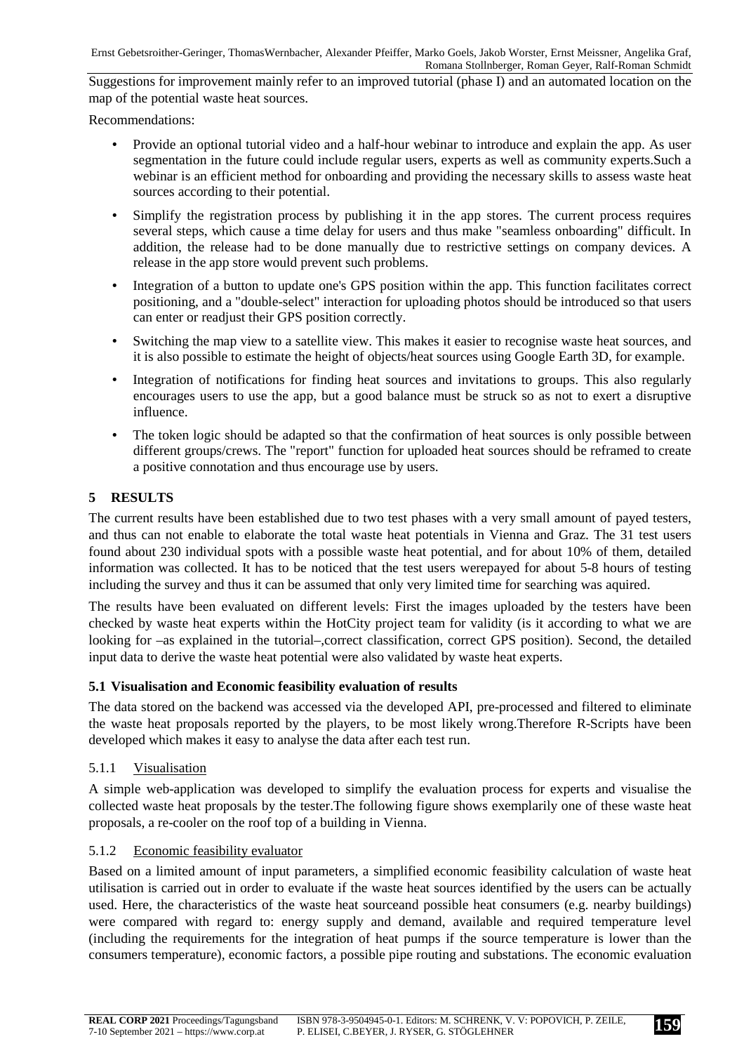Suggestions for improvement mainly refer to an improved tutorial (phase I) and an automated location on the map of the potential waste heat sources.

Recommendations:

- Provide an optional tutorial video and a half-hour webinar to introduce and explain the app. As user segmentation in the future could include regular users, experts as well as community experts.Such a webinar is an efficient method for onboarding and providing the necessary skills to assess waste heat sources according to their potential.
- Simplify the registration process by publishing it in the app stores. The current process requires several steps, which cause a time delay for users and thus make "seamless onboarding" difficult. In addition, the release had to be done manually due to restrictive settings on company devices. A release in the app store would prevent such problems.
- Integration of a button to update one's GPS position within the app. This function facilitates correct positioning, and a "double-select" interaction for uploading photos should be introduced so that users can enter or readjust their GPS position correctly.
- Switching the map view to a satellite view. This makes it easier to recognise waste heat sources, and it is also possible to estimate the height of objects/heat sources using Google Earth 3D, for example.
- Integration of notifications for finding heat sources and invitations to groups. This also regularly encourages users to use the app, but a good balance must be struck so as not to exert a disruptive influence.
- The token logic should be adapted so that the confirmation of heat sources is only possible between different groups/crews. The "report" function for uploaded heat sources should be reframed to create a positive connotation and thus encourage use by users.

## 5 RESULTS

The current results have been established due to two test phases with a very small amount of payed testers, and thus can not enable to elaborate the total waste heat potentials in Vienna and Graz. The 31 test users found about 230 individual spots with a possible waste heat potential, and for about 10% of them, detailed information was collected. It has to be noticed that the test users werepayed for about 5-8 hours of testing including the survey and thus it can be assumed that only very limited time for searching was aquired.

The results have been evaluated on different levels: First the images uploaded by the testers have been checked by waste heat experts within the HotCity project team for validity (is it according to what we are looking for –as explained in the tutorial–,correct classification, correct GPS position). Second, the detailed input data to derive the waste heat potential were also validated by waste heat experts.

### 5.1 Visualisation and Economic feasibility evaluation of results

The data stored on the backend was accessed via the developed API, pre-processed and filtered to eliminate the waste heat proposals reported by the players, to be most likely wrong.Therefore R-Scripts have been developed which makes it easy to analyse the data after each test run.

#### 5.1.1 Visualisation

A simple web-application was developed to simplify the evaluation process for experts and visualise the collected waste heat proposals by the tester.The following figure shows exemplarily one of these waste heat proposals, a re-cooler on the roof top of a building in Vienna.

#### 5.1.2 Economic feasibility evaluator

Based on a limited amount of input parameters, a simplified economic feasibility calculation of waste heat utilisation is carried out in order to evaluate if the waste heat sources identified by the users can be actually used. Here, the characteristics of the waste heat sourceand possible heat consumers (e.g. nearby buildings) were compared with regard to: energy supply and demand, available and required temperature level (including the requirements for the integration of heat pumps if the source temperature is lower than the consumers temperature), economic factors, a possible pipe routing and substations. The economic evaluation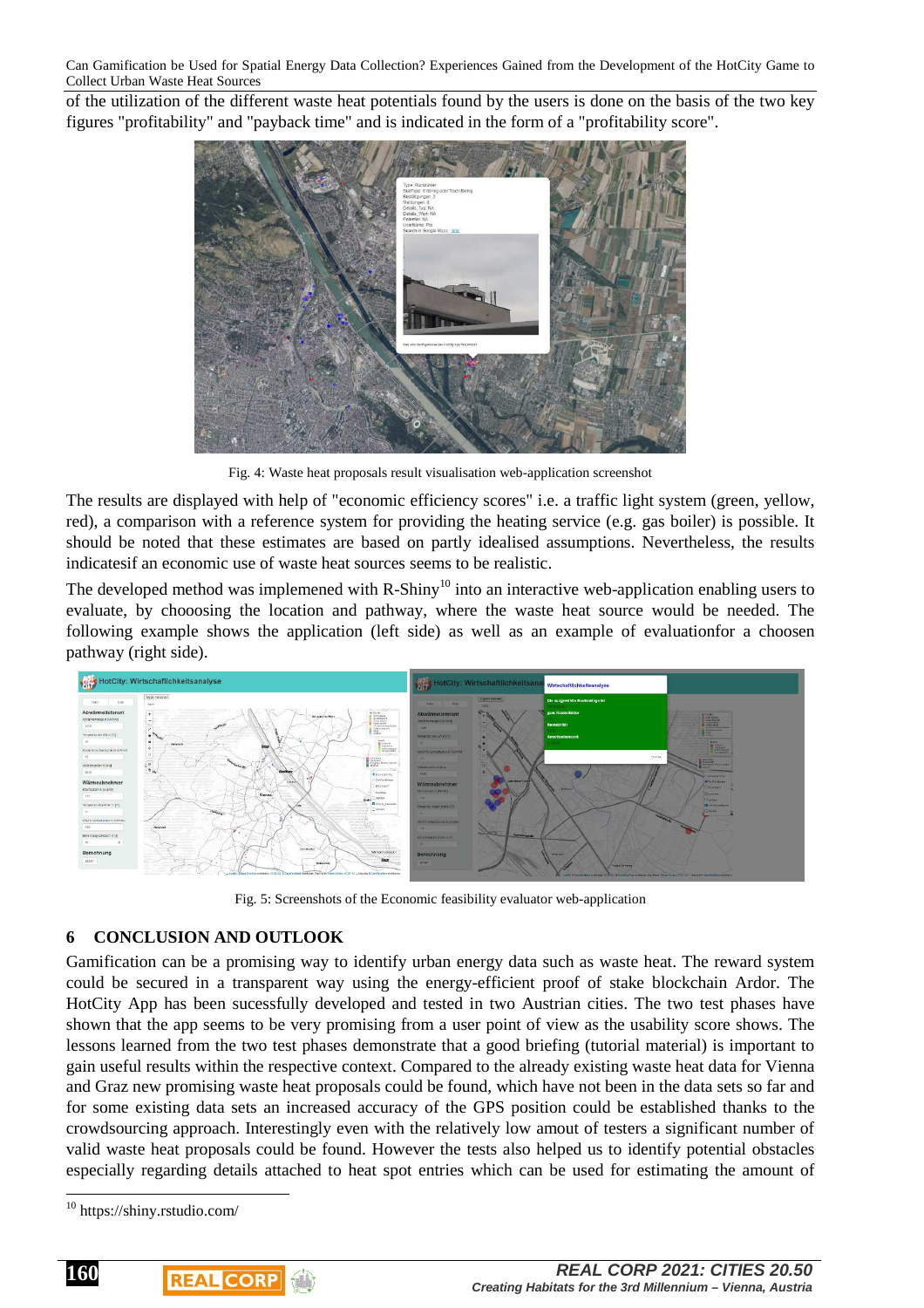of the utilization of the different waste heat potentials found by the users is done on the basis of the two key figures "profitability" and "payback time" and is indicated in the form of a "profitability score".

Fig. 4: Waste heat proposals result visualisation web-application screenshot

The results are displayed with help of "economic efficiency scores" i.e. a traffic light system (green, yellow, red), a comparison with a reference system for providing the heating service (e.g. gas boiler) is possible. It should be noted that these estimates are based on partly idealised assumptions. Nevertheless, the results indicatesif an economic use of waste heat sources seems to be realistic.

The developed method was implemented with R-Shiny[10] into an interactive web-application enabling users to evaluate, by chooosing the location and pathway, where the waste heat source would be needed. The following example shows the application (left side) as well as an example of evaluationfor a choosen pathway (right side).

Fig. 5: Screenshots of the Economic feasibility evaluator web-application

## 6 CONCLUSION AND OUTLOOK

Gamification can be a promising way to identify urban energy data such as waste heat. The reward system could be secured in a transparent way using the energy-efficient proof of stake blockchain Ardor. The HotCity App has been sucessfully developed and tested in two Austrian cities. The two test phases have shown that the app seems to be very promising from a user point of view as the usability score shows. The lessons learned from the two test phases demonstrate that a good briefing (tutorial material) is important to gain useful results within the respective context. Compared to the already existing waste heat data for Vienna and Graz new promising waste heat proposals could be found, which have not been in the data sets so far and for some existing data sets an increased accuracy of the GPS position could be established thanks to the crowdsourcing approach. Interestingly even with the relatively low amout of testers a significant number of valid waste heat proposals could be found. However the tests also helped us to identify potential obstacles especially regarding details attached to heat spot entries which can be used for estimating the amount of

[10] https://shiny.rstudio.com/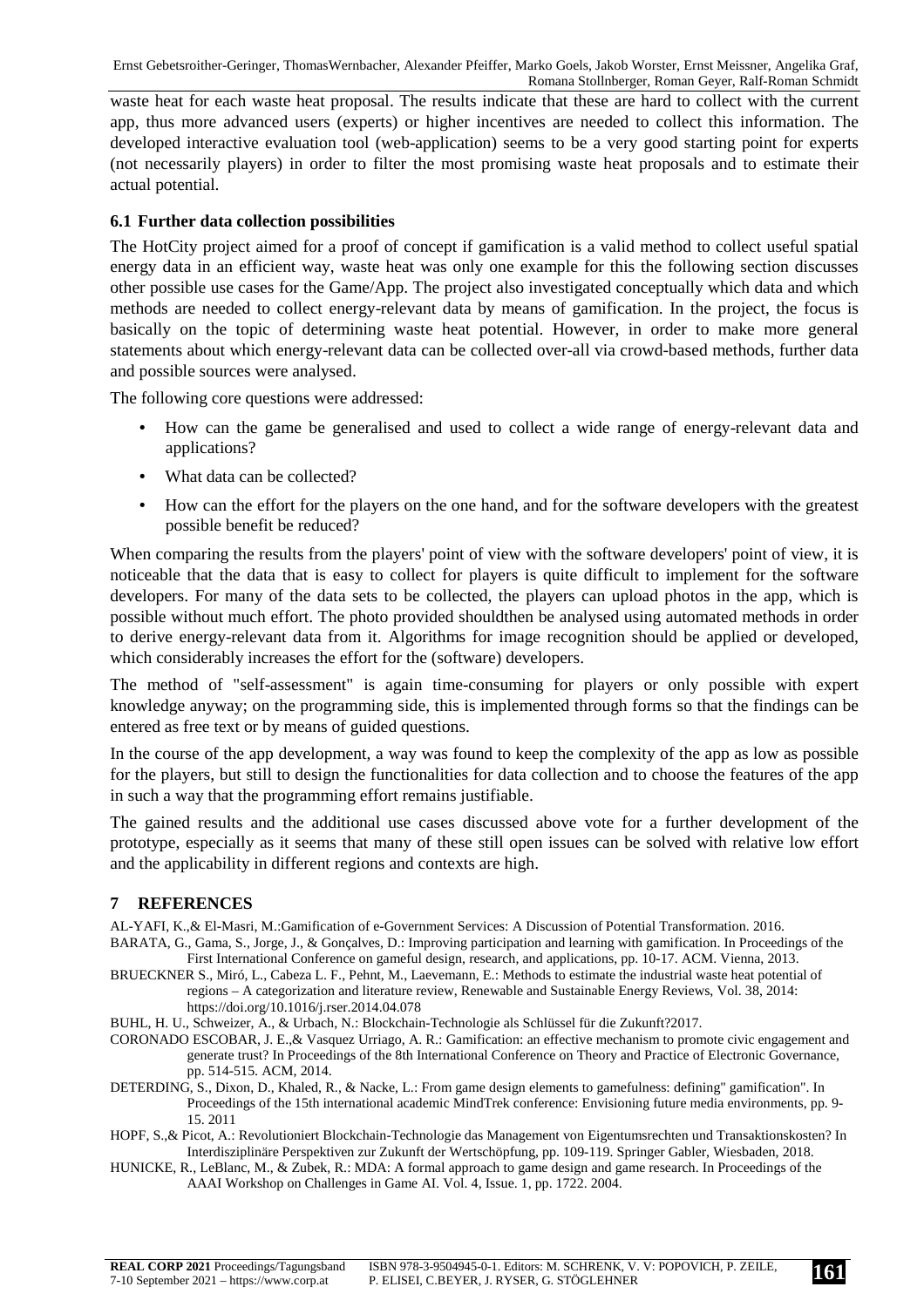waste heat for each waste heat proposal. The results indicate that these are hard to collect with the current app, thus more advanced users (experts) or higher incentives are needed to collect this information. The developed interactive evaluation tool (web-application) seems to be a very good starting point for experts (not necessarily players) in order to filter the most promising waste heat proposals and to estimate their actual potential.

### 6.1 Further data collection possibilities

The HotCity project aimed for a proof of concept if gamification is a valid method to collect useful spatial energy data in an efficient way, waste heat was only one example for this the following section discusses other possible use cases for the Game/App. The project also investigated conceptually which data and which methods are needed to collect energy-relevant data by means of gamification. In the project, the focus is basically on the topic of determining waste heat potential. However, in order to make more general statements about which energy-relevant data can be collected over-all via crowd-based methods, further data and possible sources were analysed.

The following core questions were addressed:

- How can the game be generalised and used to collect a wide range of energy-relevant data and applications?
- What data can be collected?
- How can the effort for the players on the one hand, and for the software developers with the greatest possible benefit be reduced?

When comparing the results from the players' point of view with the software developers' point of view, it is noticeable that the data that is easy to collect for players is quite difficult to implement for the software developers. For many of the data sets to be collected, the players can upload photos in the app, which is possible without much effort. The photo provided shouldthen be analysed using automated methods in order to derive energy-relevant data from it. Algorithms for image recognition should be applied or developed, which considerably increases the effort for the (software) developers.

The method of "self-assessment" is again time-consuming for players or only possible with expert knowledge anyway; on the programming side, this is implemented through forms so that the findings can be entered as free text or by means of guided questions.

In the course of the app development, a way was found to keep the complexity of the app as low as possible for the players, but still to design the functionalities for data collection and to choose the features of the app in such a way that the programming effort remains justifiable.

The gained results and the additional use cases discussed above vote for a further development of the prototype, especially as it seems that many of these still open issues can be solved with relative low effort and the applicability in different regions and contexts are high.

## 7 REFERENCES

AL-YAFI, K.,& El-Masri, M.:Gamification of e-Government Services: A Discussion of Potential Transformation. 2016.

BARATA, G., Gama, S., Jorge, J., & Gonçalves, D.: Improving participation and learning with gamification. In Proceedings of the First International Conference on gameful design, research, and applications, pp. 10-17. ACM. Vienna, 2013.

BRUECKNER S., Miró, L., Cabeza L. F., Pehnt, M., Laevemann, E.: Methods to estimate the industrial waste heat potential of regions – A categorization and literature review, Renewable and Sustainable Energy Reviews, Vol. 38, 2014: https://doi.org/10.1016/j.rser.2014.04.078

BUHL, H. U., Schweizer, A., & Urbach, N.: Blockchain-Technologie als Schlüssel für die Zukunft?2017.

CORONADO ESCOBAR, J. E.,& Vasquez Urriago, A. R.: Gamification: an effective mechanism to promote civic engagement and generate trust? In Proceedings of the 8th International Conference on Theory and Practice of Electronic Governance, pp. 514-515. ACM, 2014.

DETERDING, S., Dixon, D., Khaled, R., & Nacke, L.: From game design elements to gamefulness: defining" gamification". In Proceedings of the 15th international academic MindTrek conference: Envisioning future media environments, pp. 9-15. 2011

HOPF, S.,& Picot, A.: Revolutioniert Blockchain-Technologie das Management von Eigentumsrechten und Transaktionskosten? In Interdisziplinäre Perspektiven zur Zukunft der Wertschöpfung, pp. 109-119. Springer Gabler, Wiesbaden, 2018.

HUNICKE, R., LeBlanc, M., & Zubek, R.: MDA: A formal approach to game design and game research. In Proceedings of the AAAI Workshop on Challenges in Game AI. Vol. 4, Issue. 1, pp. 1722. 2004.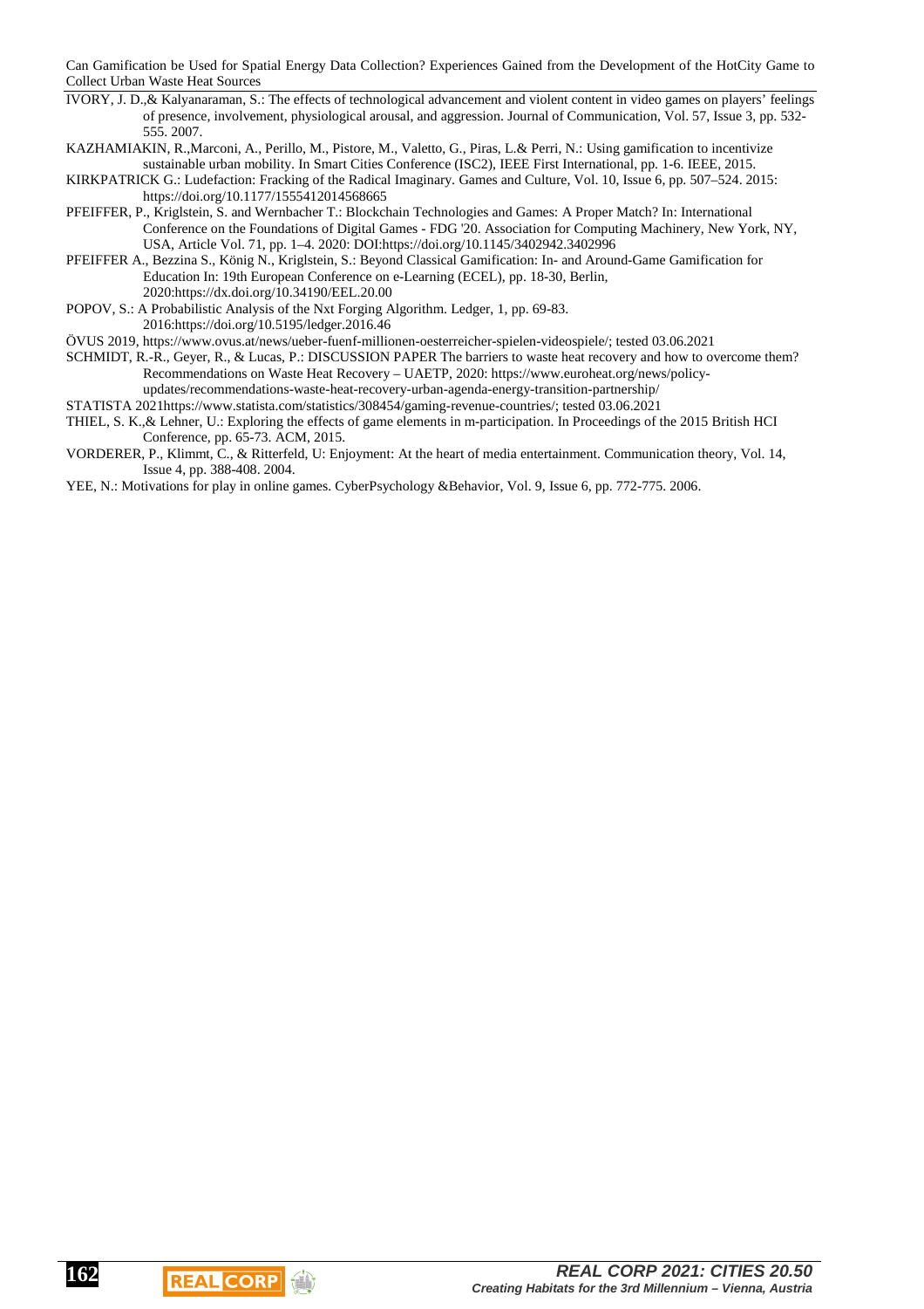IVORY, J. D.,& Kalyanaraman, S.: The effects of technological advancement and violent content in video games on players' feelings of presence, involvement, physiological arousal, and aggression. Journal of Communication, Vol. 57, Issue 3, pp. 532-555. 2007.

KAZHAMIAKIN, R.,Marconi, A., Perillo, M., Pistore, M., Valetto, G., Piras, L.& Perri, N.: Using gamification to incentivize sustainable urban mobility. In Smart Cities Conference (ISC2), IEEE First International, pp. 1-6. IEEE, 2015.

KIRKPATRICK G.: Ludefaction: Fracking of the Radical Imaginary. Games and Culture, Vol. 10, Issue 6, pp. 507–524. 2015: https://doi.org/10.1177/1555412014568665

PFEIFFER, P., Kriglstein, S. and Wernbacher T.: Blockchain Technologies and Games: A Proper Match? In: International Conference on the Foundations of Digital Games - FDG '20. Association for Computing Machinery, New York, NY, USA, Article Vol. 71, pp. 1–4. 2020: DOI:https://doi.org/10.1145/3402942.3402996

PFEIFFER A., Bezzina S., König N., Kriglstein, S.: Beyond Classical Gamification: In- and Around-Game Gamification for Education In: 19th European Conference on e-Learning (ECEL), pp. 18-30, Berlin, 2020:https://dx.doi.org/10.34190/EEL.20.00

POPOV, S.: A Probabilistic Analysis of the Nxt Forging Algorithm. Ledger, 1, pp. 69-83. 2016:https://doi.org/10.5195/ledger.2016.46

ÖVUS 2019, https://www.ovus.at/news/ueber-fuenf-millionen-oesterreicher-spielen-videospiele/; tested 03.06.2021

SCHMIDT, R.-R., Geyer, R., & Lucas, P.: DISCUSSION PAPER The barriers to waste heat recovery and how to overcome them? Recommendations on Waste Heat Recovery – UAETP, 2020: https://www.euroheat.org/news/policy-updates/recommendations-waste-heat-recovery-urban-agenda-energy-transition-partnership/

STATISTA 2021https://www.statista.com/statistics/308454/gaming-revenue-countries/; tested 03.06.2021

THIEL, S. K.,& Lehner, U.: Exploring the effects of game elements in m-participation. In Proceedings of the 2015 British HCI Conference, pp. 65-73. ACM, 2015.

VORDERER, P., Klimmt, C., & Ritterfeld, U: Enjoyment: At the heart of media entertainment. Communication theory, Vol. 14, Issue 4, pp. 388-408. 2004.

YEE, N.: Motivations for play in online games. CyberPsychology &Behavior, Vol. 9, Issue 6, pp. 772-775. 2006.